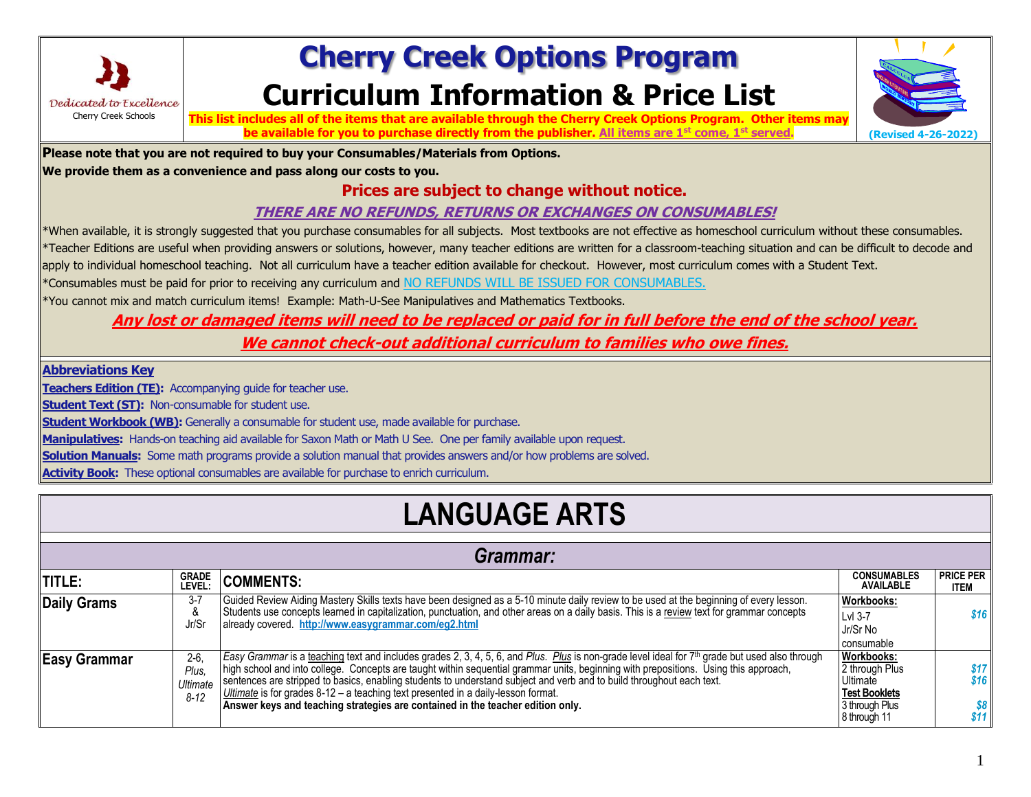Dedicated to Excellence
Cherry Creek Schools

# Cherry Creek Options Program

## Curriculum Information & Price List

**This list includes all of the items that are available through the Cherry Creek Options Program. Other items may be available for you to purchase directly from the publisher. All items are 1st come, 1st served.**

(Revised 4-26-2022)

**Please note that you are not required to buy your Consumables/Materials from Options.**
**We provide them as a convenience and pass along our costs to you.**

**Prices are subject to change without notice.**

***THERE ARE NO REFUNDS, RETURNS OR EXCHANGES ON CONSUMABLES!***

*When available, it is strongly suggested that you purchase consumables for all subjects. Most textbooks are not effective as homeschool curriculum without these consumables.

*Teacher Editions are useful when providing answers or solutions, however, many teacher editions are written for a classroom-teaching situation and can be difficult to decode and apply to individual homeschool teaching. Not all curriculum have a teacher edition available for checkout. However, most curriculum comes with a Student Text.

*Consumables must be paid for prior to receiving any curriculum and NO REFUNDS WILL BE ISSUED FOR CONSUMABLES.

*You cannot mix and match curriculum items! Example: Math-U-See Manipulatives and Mathematics Textbooks.

***Any lost or damaged items will need to be replaced or paid for in full before the end of the school year.***
***We cannot check-out additional curriculum to families who owe fines.***

**Abbreviations Key**

**Teachers Edition (TE):** Accompanying guide for teacher use.
**Student Text (ST):** Non-consumable for student use.
**Student Workbook (WB):** Generally a consumable for student use, made available for purchase.
**Manipulatives:** Hands-on teaching aid available for Saxon Math or Math U See. One per family available upon request.
**Solution Manuals:** Some math programs provide a solution manual that provides answers and/or how problems are solved.
**Activity Book:** These optional consumables are available for purchase to enrich curriculum.

# LANGUAGE ARTS

## *Grammar:*

| TITLE: | GRADE LEVEL: | COMMENTS: | CONSUMABLES AVAILABLE | PRICE PER ITEM |
|---|---|---|---|---|
| **Daily Grams** | 3-7 & Jr/Sr | Guided Review Aiding Mastery Skills texts have been designed as a 5-10 minute daily review to be used at the beginning of every lesson. Students use concepts learned in capitalization, punctuation, and other areas on a daily basis. This is a review text for grammar concepts already covered. **http://www.easygrammar.com/eg2.html** | **Workbooks:**<br>Lvl 3-7<br>Jr/Sr No consumable | *$16* |
| **Easy Grammar** | 2-6, *Plus, Ultimate 8-12* | *Easy Grammar* is a teaching text and includes grades 2, 3, 4, 5, 6, and *Plus*. *Plus* is non-grade level ideal for 7th grade but used also through high school and into college. Concepts are taught within sequential grammar units, beginning with prepositions. Using this approach, sentences are stripped to basics, enabling students to understand subject and verb and to build throughout each text. *Ultimate* is for grades 8-12 – a teaching text presented in a daily-lesson format. **Answer keys and teaching strategies are contained in the teacher edition only.** | **Workbooks:**<br>2 through Plus<br>Ultimate<br>**Test Booklets**<br>3 through Plus<br>8 through 11 | *$17*<br>*$16*<br><br>*$8*<br>*$11* |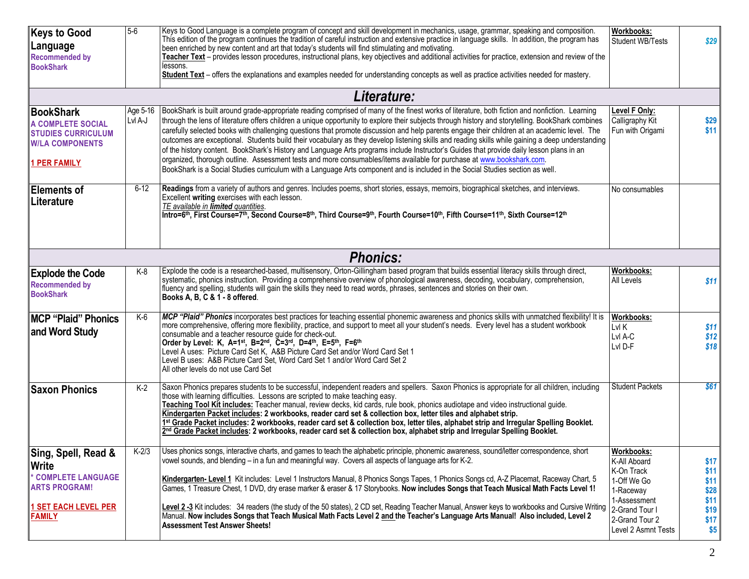| Title | Grade | Description | Consumables | Price |
|---|---|---|---|---|
| **Keys to Good Language** Recommended by BookShark | 5-6 | Keys to Good Language is a complete program of concept and skill development in mechanics, usage, grammar, speaking and composition. This edition of the program continues the tradition of careful instruction and extensive practice in language skills. In addition, the program has been enriched by new content and art that today's students will find stimulating and motivating. **Teacher Text** – provides lesson procedures, instructional plans, key objectives and additional activities for practice, extension and review of the lessons. **Student Text** – offers the explanations and examples needed for understanding concepts as well as practice activities needed for mastery. | **Workbooks:** Student WB/Tests | *$29* |
| ***Literature:*** | | | | |
| **BookShark** A COMPLETE SOCIAL STUDIES CURRICULUM W/LA COMPONENTS **1 PER FAMILY** | Age 5-16 Lvl A-J | BookShark is built around grade-appropriate reading comprised of many of the finest works of literature, both fiction and nonfiction. Learning through the lens of literature offers children a unique opportunity to explore their subjects through history and storytelling. BookShark combines carefully selected books with challenging questions that promote discussion and help parents engage their children at an academic level. The outcomes are exceptional. Students build their vocabulary as they develop listening skills and reading skills while gaining a deep understanding of the history content. BookShark's History and Language Arts programs include Instructor's Guides that provide daily lesson plans in an organized, thorough outline. Assessment tests and more consumables/items available for purchase at www.bookshark.com. BookShark is a Social Studies curriculum with a Language Arts component and is included in the Social Studies section as well. | **Level F Only:** Calligraphy Kit<br>Fun with Origami | $29<br>$11 |
| **Elements of Literature** | 6-12 | **Readings** from a variety of authors and genres. Includes poems, short stories, essays, memoirs, biographical sketches, and interviews. Excellent **writing** exercises with each lesson. *TE available in **limited** quantities.* **Intro=6th, First Course=7th, Second Course=8th, Third Course=9th, Fourth Course=10th, Fifth Course=11th, Sixth Course=12th** | No consumables | |
| ***Phonics:*** | | | | |
| **Explode the Code** Recommended by BookShark | K-8 | Explode the code is a researched-based, multisensory, Orton-Gillingham based program that builds essential literacy skills through direct, systematic, phonics instruction. Providing a comprehensive overview of phonological awareness, decoding, vocabulary, comprehension, fluency and spelling, students will gain the skills they need to read words, phrases, sentences and stories on their own. **Books A, B, C & 1 - 8 offered**. | **Workbooks:** All Levels | *$11* |
| **MCP "Plaid" Phonics and Word Study** | K-6 | ***MCP "Plaid" Phonics*** incorporates best practices for teaching essential phonemic awareness and phonics skills with unmatched flexibility! It is more comprehensive, offering more flexibility, practice, and support to meet all your student's needs. Every level has a student workbook consumable and a teacher resource guide for check-out. **Order by Level: K, A=1st, B=2nd, C=3rd, D=4th, E=5th, F=6th** Level A uses: Picture Card Set K, A&B Picture Card Set and/or Word Card Set 1 Level B uses: A&B Picture Card Set, Word Card Set 1 and/or Word Card Set 2 All other levels do not use Card Set | **Workbooks:** Lvl K<br>Lvl A-C<br>Lvl D-F | *$11*<br>*$12*<br>*$18* |
| **Saxon Phonics** | K-2 | Saxon Phonics prepares students to be successful, independent readers and spellers. Saxon Phonics is appropriate for all children, including those with learning difficulties. Lessons are scripted to make teaching easy. **Teaching Tool Kit includes:** Teacher manual, review decks, kid cards, rule book, phonics audiotape and video instructional guide. **Kindergarten Packet includes: 2 workbooks, reader card set & collection box, letter tiles and alphabet strip. 1st Grade Packet includes: 2 workbooks, reader card set & collection box, letter tiles, alphabet strip and Irregular Spelling Booklet. 2nd Grade Packet includes: 2 workbooks, reader card set & collection box, alphabet strip and Irregular Spelling Booklet.** | Student Packets | *$61* |
| **Sing, Spell, Read & Write** * COMPLETE LANGUAGE ARTS PROGRAM! **1 SET EACH LEVEL PER FAMILY** | K-2/3 | Uses phonics songs, interactive charts, and games to teach the alphabetic principle, phonemic awareness, sound/letter correspondence, short vowel sounds, and blending – in a fun and meaningful way. Covers all aspects of language arts for K-2.<br><br>**Kindergarten- Level 1** Kit includes: Level 1 Instructors Manual, 8 Phonics Songs Tapes, 1 Phonics Songs cd, A-Z Placemat, Raceway Chart, 5 Games, 1 Treasure Chest, 1 DVD, dry erase marker & eraser & 17 Storybooks. **Now includes Songs that Teach Musical Math Facts Level 1!**<br><br>**Level 2 -3** Kit includes: 34 readers (the study of the 50 states), 2 CD set, Reading Teacher Manual, Answer keys to workbooks and Cursive Writing Manual. **Now includes Songs that Teach Musical Math Facts Level 2 and the Teacher's Language Arts Manual! Also included, Level 2 Assessment Test Answer Sheets!** | **Workbooks:** K-All Aboard<br>K-On Track<br>1-Off We Go<br>1-Raceway<br>1-Assessment<br>2-Grand Tour I<br>2-Grand Tour 2<br>Level 2 Asmnt Tests | $17<br>$11<br>$11<br>$28<br>$11<br>$19<br>$17<br>$5 |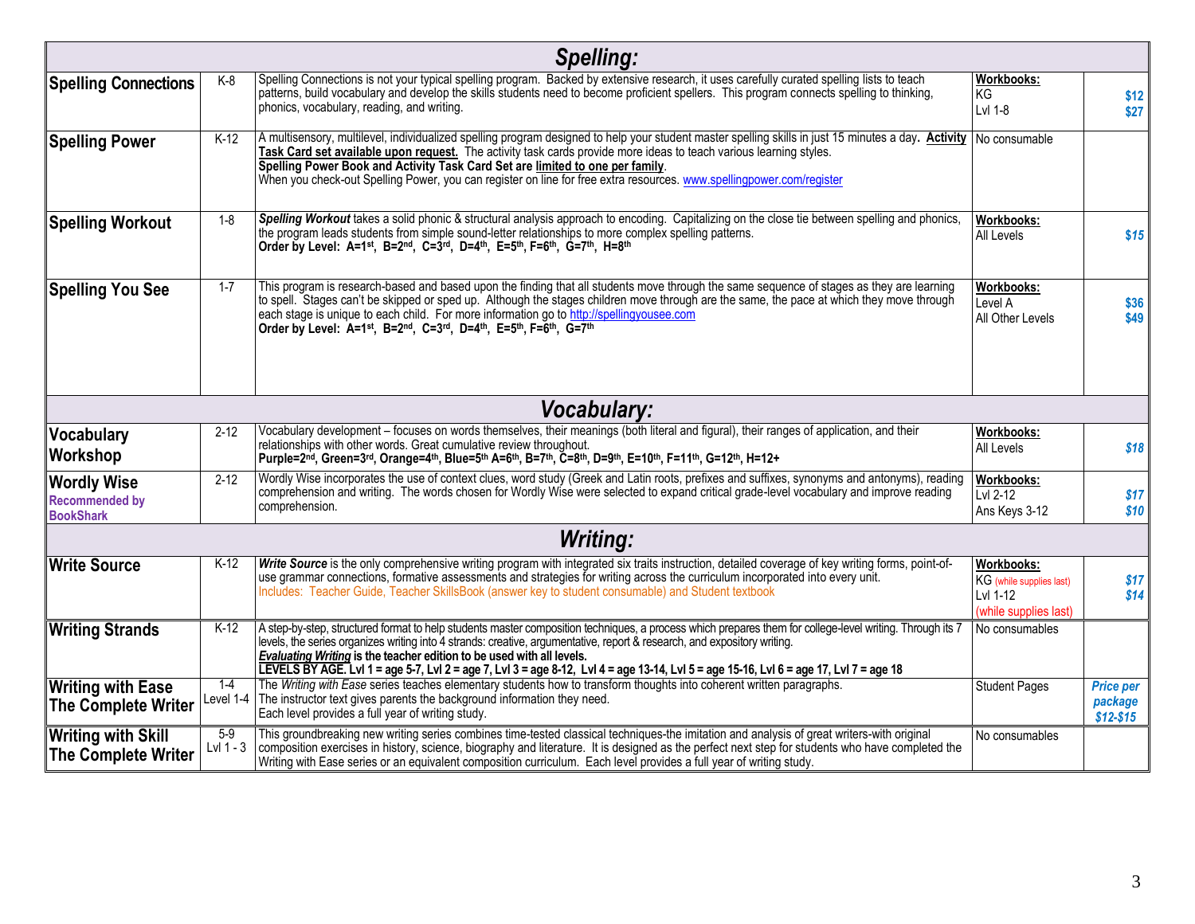## Spelling:

| | | | | |
|---|---|---|---|---|
| **Spelling Connections** | K-8 | Spelling Connections is not your typical spelling program. Backed by extensive research, it uses carefully curated spelling lists to teach patterns, build vocabulary and develop the skills students need to become proficient spellers. This program connects spelling to thinking, phonics, vocabulary, reading, and writing. | **Workbooks:**<br>KG<br>Lvl 1-8 | $12<br>$27 |
| **Spelling Power** | K-12 | A multisensory, multilevel, individualized spelling program designed to help your student master spelling skills in just 15 minutes a day. **Activity Task Card set available upon request.** The activity task cards provide more ideas to teach various learning styles.<br>**Spelling Power Book and Activity Task Card Set are limited to one per family.**<br>When you check-out Spelling Power, you can register on line for free extra resources. www.spellingpower.com/register | No consumable | |
| **Spelling Workout** | 1-8 | ***Spelling Workout*** takes a solid phonic & structural analysis approach to encoding. Capitalizing on the close tie between spelling and phonics, the program leads students from simple sound-letter relationships to more complex spelling patterns.<br>**Order by Level: A=1st, B=2nd, C=3rd, D=4th, E=5th, F=6th, G=7th, H=8th** | **Workbooks:**<br>All Levels | $15 |
| **Spelling You See** | 1-7 | This program is research-based and based upon the finding that all students move through the same sequence of stages as they are learning to spell. Stages can't be skipped or sped up. Although the stages children move through are the same, the pace at which they move through each stage is unique to each child. For more information go to http://spellingyousee.com<br>**Order by Level: A=1st, B=2nd, C=3rd, D=4th, E=5th, F=6th, G=7th** | **Workbooks:**<br>Level A<br>All Other Levels | $36<br>$49 |

## Vocabulary:

| | | | | |
|---|---|---|---|---|
| **Vocabulary Workshop** | 2-12 | Vocabulary development – focuses on words themselves, their meanings (both literal and figural), their ranges of application, and their relationships with other words. Great cumulative review throughout.<br>**Purple=2nd, Green=3rd, Orange=4th, Blue=5th A=6th, B=7th, C=8th, D=9th, E=10th, F=11th, G=12th, H=12+** | **Workbooks:**<br>All Levels | $18 |
| **Wordly Wise**<br>**Recommended by BookShark** | 2-12 | Wordly Wise incorporates the use of context clues, word study (Greek and Latin roots, prefixes and suffixes, synonyms and antonyms), reading comprehension and writing. The words chosen for Wordly Wise were selected to expand critical grade-level vocabulary and improve reading comprehension. | **Workbooks:**<br>Lvl 2-12<br>Ans Keys 3-12 | $17<br>$10 |

## Writing:

| | | | | |
|---|---|---|---|---|
| **Write Source** | K-12 | ***Write Source*** is the only comprehensive writing program with integrated six traits instruction, detailed coverage of key writing forms, point-of-use grammar connections, formative assessments and strategies for writing across the curriculum incorporated into every unit.<br>Includes: Teacher Guide, Teacher SkillsBook (answer key to student consumable) and Student textbook | **Workbooks:**<br>KG (while supplies last)<br>Lvl 1-12<br>(while supplies last) | $17<br>$14 |
| **Writing Strands** | K-12 | A step-by-step, structured format to help students master composition techniques, a process which prepares them for college-level writing. Through its 7 levels, the series organizes writing into 4 strands: creative, argumentative, report & research, and expository writing.<br>***Evaluating Writing*** **is the teacher edition to be used with all levels.**<br>**LEVELS BY AGE. Lvl 1 = age 5-7, Lvl 2 = age 7, Lvl 3 = age 8-12, Lvl 4 = age 13-14, Lvl 5 = age 15-16, Lvl 6 = age 17, Lvl 7 = age 18** | No consumables | |
| **Writing with Ease The Complete Writer** | 1-4<br>Level 1-4 | The *Writing with Ease* series teaches elementary students how to transform thoughts into coherent written paragraphs.<br>The instructor text gives parents the background information they need.<br>Each level provides a full year of writing study. | Student Pages | *Price per package $12-$15* |
| **Writing with Skill The Complete Writer** | 5-9<br>Lvl 1 - 3 | This groundbreaking new writing series combines time-tested classical techniques-the imitation and analysis of great writers-with original composition exercises in history, science, biography and literature. It is designed as the perfect next step for students who have completed the Writing with Ease series or an equivalent composition curriculum. Each level provides a full year of writing study. | No consumables | |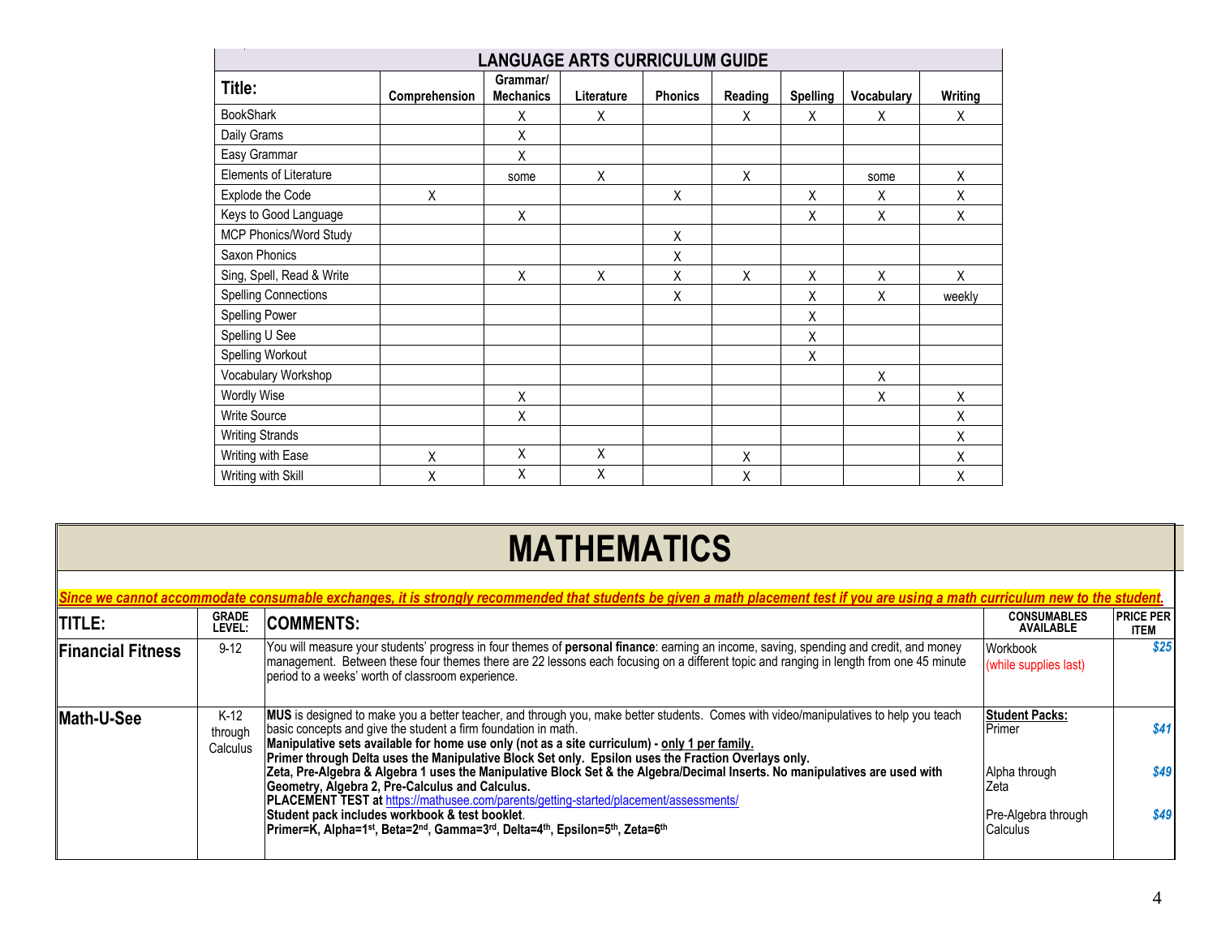## LANGUAGE ARTS CURRICULUM GUIDE

| Title: | Comprehension | Grammar/ Mechanics | Literature | Phonics | Reading | Spelling | Vocabulary | Writing |
|---|---|---|---|---|---|---|---|---|
| BookShark | | X | X | | X | X | X | X |
| Daily Grams | | X | | | | | | |
| Easy Grammar | | X | | | | | | |
| Elements of Literature | | some | X | | X | | some | X |
| Explode the Code | X | | | X | | X | X | X |
| Keys to Good Language | | X | | | | X | X | X |
| MCP Phonics/Word Study | | | | X | | | | |
| Saxon Phonics | | | | X | | | | |
| Sing, Spell, Read & Write | | X | X | X | X | X | X | X |
| Spelling Connections | | | | X | | X | X | weekly |
| Spelling Power | | | | | | X | | |
| Spelling U See | | | | | | X | | |
| Spelling Workout | | | | | | X | | |
| Vocabulary Workshop | | | | | | | X | |
| Wordly Wise | | X | | | | | X | X |
| Write Source | | X | | | | | | X |
| Writing Strands | | | | | | | | X |
| Writing with Ease | X | X | X | | X | | | X |
| Writing with Skill | X | X | X | | X | | | X |

# MATHEMATICS

***Since we cannot accommodate consumable exchanges, it is strongly recommended that students be given a math placement test if you are using a math curriculum new to the student.***

| TITLE: | GRADE LEVEL: | COMMENTS: | CONSUMABLES AVAILABLE | PRICE PER ITEM |
|---|---|---|---|---|
| **Financial Fitness** | 9-12 | You will measure your students' progress in four themes of **personal finance**: earning an income, saving, spending and credit, and money management. Between these four themes there are 22 lessons each focusing on a different topic and ranging in length from one 45 minute period to a weeks' worth of classroom experience. | Workbook (while supplies last) | *$25* |
| **Math-U-See** | K-12 through Calculus | **MUS** is designed to make you a better teacher, and through you, make better students. Comes with video/manipulatives to help you teach basic concepts and give the student a firm foundation in math. **Manipulative sets available for home use only (not as a site curriculum) - only 1 per family. Primer through Delta uses the Manipulative Block Set only. Epsilon uses the Fraction Overlays only. Zeta, Pre-Algebra & Algebra 1 uses the Manipulative Block Set & the Algebra/Decimal Inserts. No manipulatives are used with Geometry, Algebra 2, Pre-Calculus and Calculus. PLACEMENT TEST at** https://mathusee.com/parents/getting-started/placement/assessments/ **Student pack includes workbook & test booklet. Primer=K, Alpha=1st, Beta=2nd, Gamma=3rd, Delta=4th, Epsilon=5th, Zeta=6th** | **Student Packs:** Primer<br><br>Alpha through Zeta<br><br>Pre-Algebra through Calculus | *$41*<br><br>*$49*<br><br>*$49* |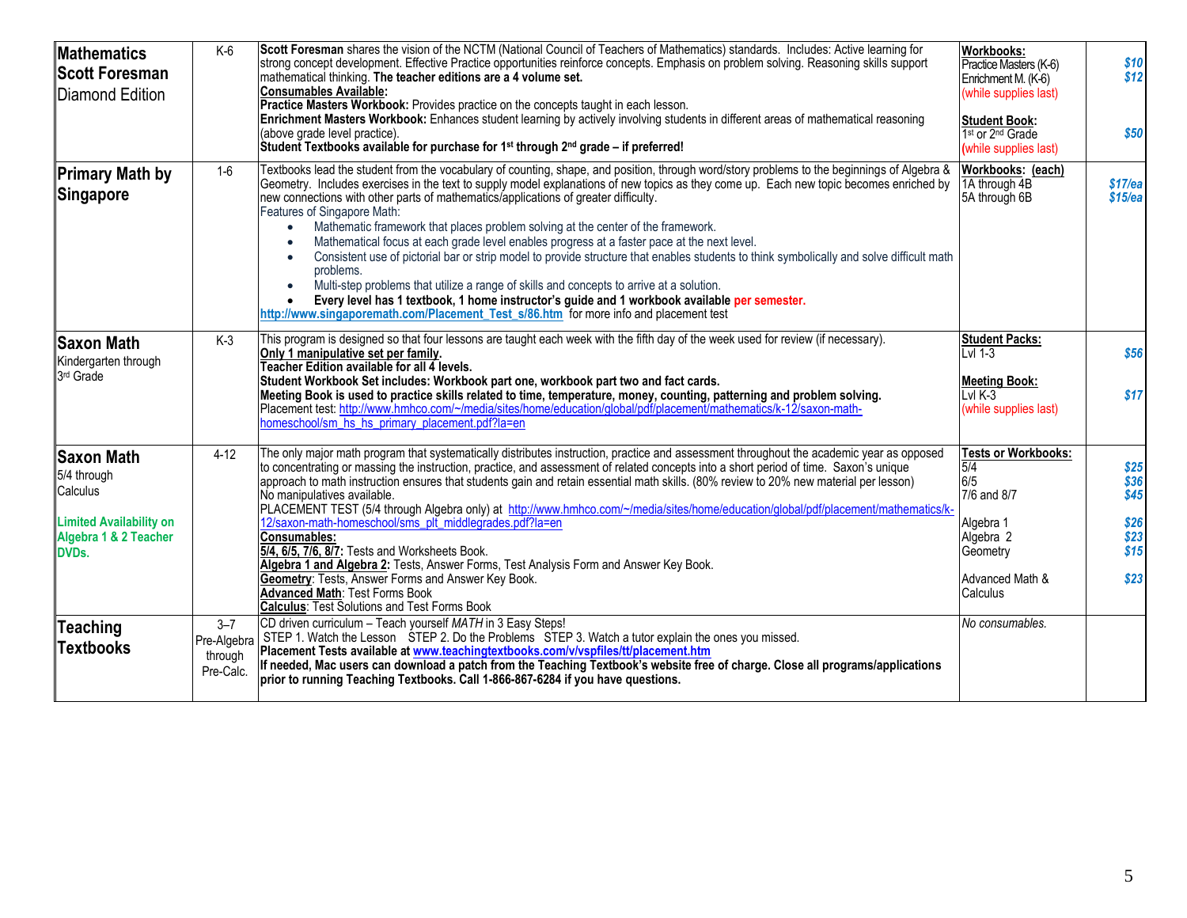| | | | | |
|---|---|---|---|---|
| **Mathematics Scott Foresman** Diamond Edition | K-6 | **Scott Foresman** shares the vision of the NCTM (National Council of Teachers of Mathematics) standards. Includes: Active learning for strong concept development. Effective Practice opportunities reinforce concepts. Emphasis on problem solving. Reasoning skills support mathematical thinking. **The teacher editions are a 4 volume set.**<br>**Consumables Available:**<br>**Practice Masters Workbook:** Provides practice on the concepts taught in each lesson.<br>**Enrichment Masters Workbook:** Enhances student learning by actively involving students in different areas of mathematical reasoning (above grade level practice).<br>**Student Textbooks available for purchase for 1st through 2nd grade – if preferred!** | **Workbooks:**<br>Practice Masters (K-6)<br>Enrichment M. (K-6)<br>(while supplies last)<br><br>**Student Book:**<br>1st or 2nd Grade<br>(while supplies last) | *$10*<br>*$12*<br><br><br><br>*$50* |
| **Primary Math by Singapore** | 1-6 | Textbooks lead the student from the vocabulary of counting, shape, and position, through word/story problems to the beginnings of Algebra & Geometry. Includes exercises in the text to supply model explanations of new topics as they come up. Each new topic becomes enriched by new connections with other parts of mathematics/applications of greater difficulty.<br>Features of Singapore Math:<br>• Mathematic framework that places problem solving at the center of the framework.<br>• Mathematical focus at each grade level enables progress at a faster pace at the next level.<br>• Consistent use of pictorial bar or strip model to provide structure that enables students to think symbolically and solve difficult math problems.<br>• Multi-step problems that utilize a range of skills and concepts to arrive at a solution.<br>• **Every level has 1 textbook, 1 home instructor's guide and 1 workbook available per semester.**<br>**http://www.singaporemath.com/Placement_Test_s/86.htm** for more info and placement test | **Workbooks: (each)**<br>1A through 4B<br>5A through 6B | *$17/ea*<br>*$15/ea* |
| **Saxon Math** Kindergarten through 3rd Grade | K-3 | This program is designed so that four lessons are taught each week with the fifth day of the week used for review (if necessary).<br>**Only 1 manipulative set per family.**<br>**Teacher Edition available for all 4 levels.**<br>**Student Workbook Set includes: Workbook part one, workbook part two and fact cards.**<br>**Meeting Book is used to practice skills related to time, temperature, money, counting, patterning and problem solving.**<br>Placement test: http://www.hmhco.com/~/media/sites/home/education/global/pdf/placement/mathematics/k-12/saxon-math-homeschool/sm_hs_hs_primary_placement.pdf?la=en | **Student Packs:**<br>Lvl 1-3<br><br>**Meeting Book:**<br>Lvl K-3<br>(while supplies last) | *$56*<br><br><br>*$17* |
| **Saxon Math** 5/4 through Calculus<br><br>**Limited Availability on Algebra 1 & 2 Teacher DVDs.** | 4-12 | The only major math program that systematically distributes instruction, practice and assessment throughout the academic year as opposed to concentrating or massing the instruction, practice, and assessment of related concepts into a short period of time. Saxon's unique approach to math instruction ensures that students gain and retain essential math skills. (80% review to 20% new material per lesson)<br>No manipulatives available.<br>PLACEMENT TEST (5/4 through Algebra only) at http://www.hmhco.com/~/media/sites/home/education/global/pdf/placement/mathematics/k-12/saxon-math-homeschool/sms_plt_middlegrades.pdf?la=en<br>**Consumables:**<br>**5/4, 6/5, 7/6, 8/7:** Tests and Worksheets Book.<br>**Algebra 1 and Algebra 2:** Tests, Answer Forms, Test Analysis Form and Answer Key Book.<br>**Geometry**: Tests, Answer Forms and Answer Key Book.<br>**Advanced Math**: Test Forms Book<br>**Calculus**: Test Solutions and Test Forms Book | **Tests or Workbooks:**<br>5/4<br>6/5<br>7/6 and 8/7<br><br>Algebra 1<br>Algebra 2<br>Geometry<br><br>Advanced Math & Calculus | *$25*<br>*$36*<br>*$45*<br><br>*$26*<br>*$23*<br>*$15*<br><br>*$23* |
| **Teaching Textbooks** | 3–7 Pre-Algebra through Pre-Calc. | CD driven curriculum – Teach yourself *MATH* in 3 Easy Steps!<br>STEP 1. Watch the Lesson STEP 2. Do the Problems STEP 3. Watch a tutor explain the ones you missed.<br>**Placement Tests available at www.teachingtextbooks.com/v/vspfiles/tt/placement.htm**<br>**If needed, Mac users can download a patch from the Teaching Textbook's website free of charge. Close all programs/applications prior to running Teaching Textbooks. Call 1-866-867-6284 if you have questions.** | *No consumables.* | |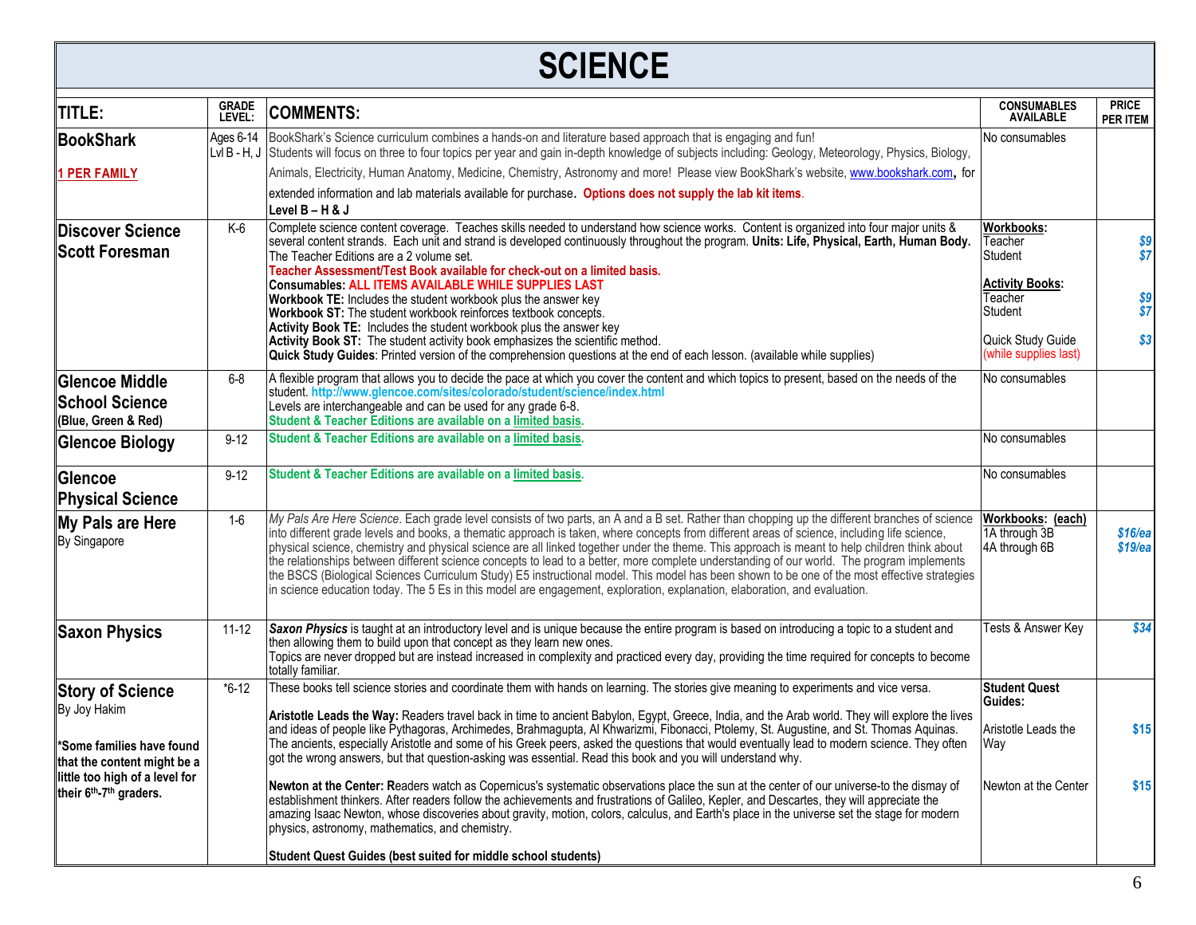# SCIENCE

| TITLE: | GRADE LEVEL: | COMMENTS: | CONSUMABLES AVAILABLE | PRICE PER ITEM |
|---|---|---|---|---|
| **BookShark**<br><br>**1 PER FAMILY** | Ages 6-14<br>Lvl B - H, J | BookShark's Science curriculum combines a hands-on and literature based approach that is engaging and fun! Students will focus on three to four topics per year and gain in-depth knowledge of subjects including: Geology, Meteorology, Physics, Biology, Animals, Electricity, Human Anatomy, Medicine, Chemistry, Astronomy and more! Please view BookShark's website, www.bookshark.com, for extended information and lab materials available for purchase. **Options does not supply the lab kit items**.<br>**Level B – H & J** | No consumables | |
| **Discover Science Scott Foresman** | K-6 | Complete science content coverage. Teaches skills needed to understand how science works. Content is organized into four major units & several content strands. Each unit and strand is developed continuously throughout the program. **Units: Life, Physical, Earth, Human Body.** The Teacher Editions are a 2 volume set.<br>**Teacher Assessment/Test Book available for check-out on a limited basis.**<br>**Consumables: ALL ITEMS AVAILABLE WHILE SUPPLIES LAST**<br>**Workbook TE:** Includes the student workbook plus the answer key<br>**Workbook ST:** The student workbook reinforces textbook concepts.<br>**Activity Book TE:** Includes the student workbook plus the answer key<br>**Activity Book ST:** The student activity book emphasizes the scientific method.<br>**Quick Study Guides**: Printed version of the comprehension questions at the end of each lesson. (available while supplies) | **Workbooks:**<br>Teacher<br>Student<br><br>**Activity Books:**<br>Teacher<br>Student<br><br>Quick Study Guide (while supplies last) | <br>*$9*<br>*$7*<br><br><br>*$9*<br>*$7*<br><br>*$3* |
| **Glencoe Middle School Science**<br>**(Blue, Green & Red)** | 6-8 | A flexible program that allows you to decide the pace at which you cover the content and which topics to present, based on the needs of the student. **http://www.glencoe.com/sites/colorado/student/science/index.html**<br>Levels are interchangeable and can be used for any grade 6-8.<br>**Student & Teacher Editions are available on a limited basis.** | No consumables | |
| **Glencoe Biology** | 9-12 | **Student & Teacher Editions are available on a limited basis.** | No consumables | |
| **Glencoe Physical Science** | 9-12 | **Student & Teacher Editions are available on a limited basis.** | No consumables | |
| **My Pals are Here**<br>By Singapore | 1-6 | *My Pals Are Here Science*. Each grade level consists of two parts, an A and a B set. Rather than chopping up the different branches of science into different grade levels and books, a thematic approach is taken, where concepts from different areas of science, including life science, physical science, chemistry and physical science are all linked together under the theme. This approach is meant to help children think about the relationships between different science concepts to lead to a better, more complete understanding of our world. The program implements the BSCS (Biological Sciences Curriculum Study) E5 instructional model. This model has been shown to be one of the most effective strategies in science education today. The 5 Es in this model are engagement, exploration, explanation, elaboration, and evaluation. | **Workbooks: (each)**<br>1A through 3B<br>4A through 6B | <br>*$16/ea*<br>*$19/ea* |
| **Saxon Physics** | 11-12 | ***Saxon Physics*** is taught at an introductory level and is unique because the entire program is based on introducing a topic to a student and then allowing them to build upon that concept as they learn new ones.<br>Topics are never dropped but are instead increased in complexity and practiced every day, providing the time required for concepts to become totally familiar. | Tests & Answer Key | *$34* |
| **Story of Science**<br>By Joy Hakim<br><br>**\*Some families have found that the content might be a little too high of a level for their 6th-7th graders.** | \*6-12 | These books tell science stories and coordinate them with hands on learning. The stories give meaning to experiments and vice versa.<br><br>**Aristotle Leads the Way:** Readers travel back in time to ancient Babylon, Egypt, Greece, India, and the Arab world. They will explore the lives and ideas of people like Pythagoras, Archimedes, Brahmagupta, Al Khwarizmi, Fibonacci, Ptolemy, St. Augustine, and St. Thomas Aquinas. The ancients, especially Aristotle and some of his Greek peers, asked the questions that would eventually lead to modern science. They often got the wrong answers, but that question-asking was essential. Read this book and you will understand why.<br><br>**Newton at the Center: R**eaders watch as Copernicus's systematic observations place the sun at the center of our universe-to the dismay of establishment thinkers. After readers follow the achievements and frustrations of Galileo, Kepler, and Descartes, they will appreciate the amazing Isaac Newton, whose discoveries about gravity, motion, colors, calculus, and Earth's place in the universe set the stage for modern physics, astronomy, mathematics, and chemistry.<br><br>**Student Quest Guides (best suited for middle school students)** | **Student Quest Guides:**<br><br>Aristotle Leads the Way<br><br>Newton at the Center | <br><br>**$15**<br><br>**$15** |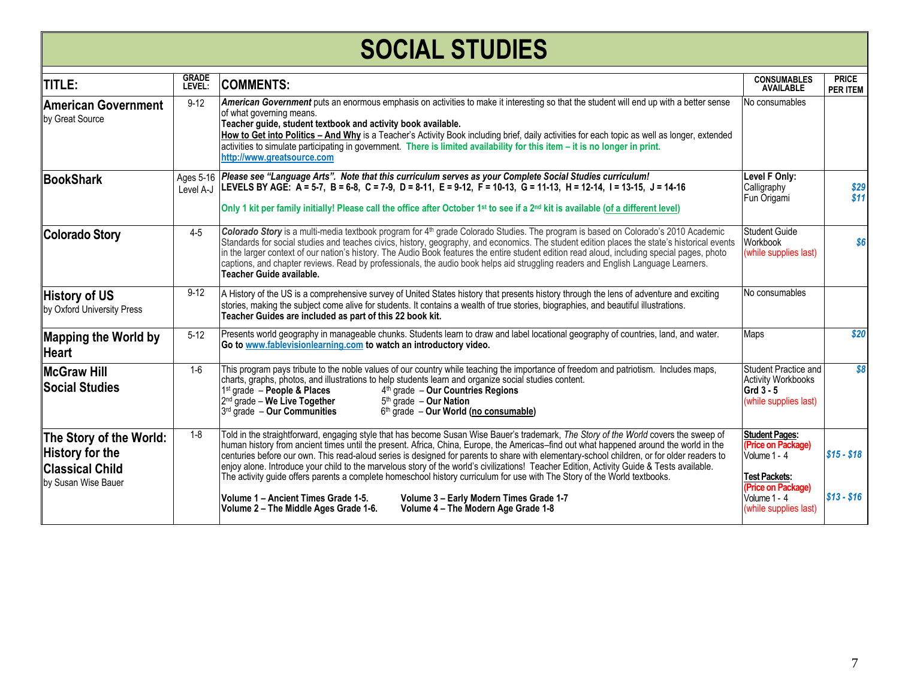# SOCIAL STUDIES

| TITLE: | GRADE LEVEL: | COMMENTS: | CONSUMABLES AVAILABLE | PRICE PER ITEM |
|---|---|---|---|---|
| **American Government** by Great Source | 9-12 | ***American Government*** puts an enormous emphasis on activities to make it interesting so that the student will end up with a better sense of what governing means. **Teacher guide, student textbook and activity book available.** **How to Get into Politics – And Why** is a Teacher's Activity Book including brief, daily activities for each topic as well as longer, extended activities to simulate participating in government. **There is limited availability for this item – it is no longer in print.** **http://www.greatsource.com** | No consumables | |
| **BookShark** | Ages 5-16 Level A-J | ***Please see "Language Arts". Note that this curriculum serves as your Complete Social Studies curriculum!*** **LEVELS BY AGE: A = 5-7, B = 6-8, C = 7-9, D = 8-11, E = 9-12, F = 10-13, G = 11-13, H = 12-14, I = 13-15, J = 14-16** **Only 1 kit per family initially! Please call the office after October 1st to see if a 2nd kit is available (of a different level)** | **Level F Only:** Calligraphy Fun Origami | *$29* *$11* |
| **Colorado Story** | 4-5 | ***Colorado Story*** is a multi-media textbook program for 4th grade Colorado Studies. The program is based on Colorado's 2010 Academic Standards for social studies and teaches civics, history, geography, and economics. The student edition places the state's historical events in the larger context of our nation's history. The Audio Book features the entire student edition read aloud, including special pages, photo captions, and chapter reviews. Read by professionals, the audio book helps aid struggling readers and English Language Learners. **Teacher Guide available.** | Student Guide Workbook (while supplies last) | *$6* |
| **History of US** by Oxford University Press | 9-12 | A History of the US is a comprehensive survey of United States history that presents history through the lens of adventure and exciting stories, making the subject come alive for students. It contains a wealth of true stories, biographies, and beautiful illustrations. **Teacher Guides are included as part of this 22 book kit.** | No consumables | |
| **Mapping the World by Heart** | 5-12 | Presents world geography in manageable chunks. Students learn to draw and label locational geography of countries, land, and water. **Go to www.fablevisionlearning.com to watch an introductory video.** | Maps | *$20* |
| **McGraw Hill Social Studies** | 1-6 | This program pays tribute to the noble values of our country while teaching the importance of freedom and patriotism. Includes maps, charts, graphs, photos, and illustrations to help students learn and organize social studies content. 1st grade – **People & Places**; 2nd grade – **We Live Together**; 3rd grade – **Our Communities**; 4th grade – **Our Countries Regions**; 5th grade – **Our Nation**; 6th grade – **Our World (no consumable)** | Student Practice and Activity Workbooks **Grd 3 - 5** (while supplies last) | *$8* |
| **The Story of the World: History for the Classical Child** by Susan Wise Bauer | 1-8 | Told in the straightforward, engaging style that has become Susan Wise Bauer's trademark, *The Story of the World* covers the sweep of human history from ancient times until the present. Africa, China, Europe, the Americas–find out what happened around the world in the centuries before our own. This read-aloud series is designed for parents to share with elementary-school children, or for older readers to enjoy alone. Introduce your child to the marvelous story of the world's civilizations! Teacher Edition, Activity Guide & Tests available. The activity guide offers parents a complete homeschool history curriculum for use with The Story of the World textbooks. **Volume 1 – Ancient Times Grade 1-5.** **Volume 2 – The Middle Ages Grade 1-6.** **Volume 3 – Early Modern Times Grade 1-7** **Volume 4 – The Modern Age Grade 1-8** | **Student Pages:** **(Price on Package)** Volume 1 - 4 **Test Packets:** **(Price on Package)** Volume 1 - 4 (while supplies last) | *$15 - $18* *$13 - $16* |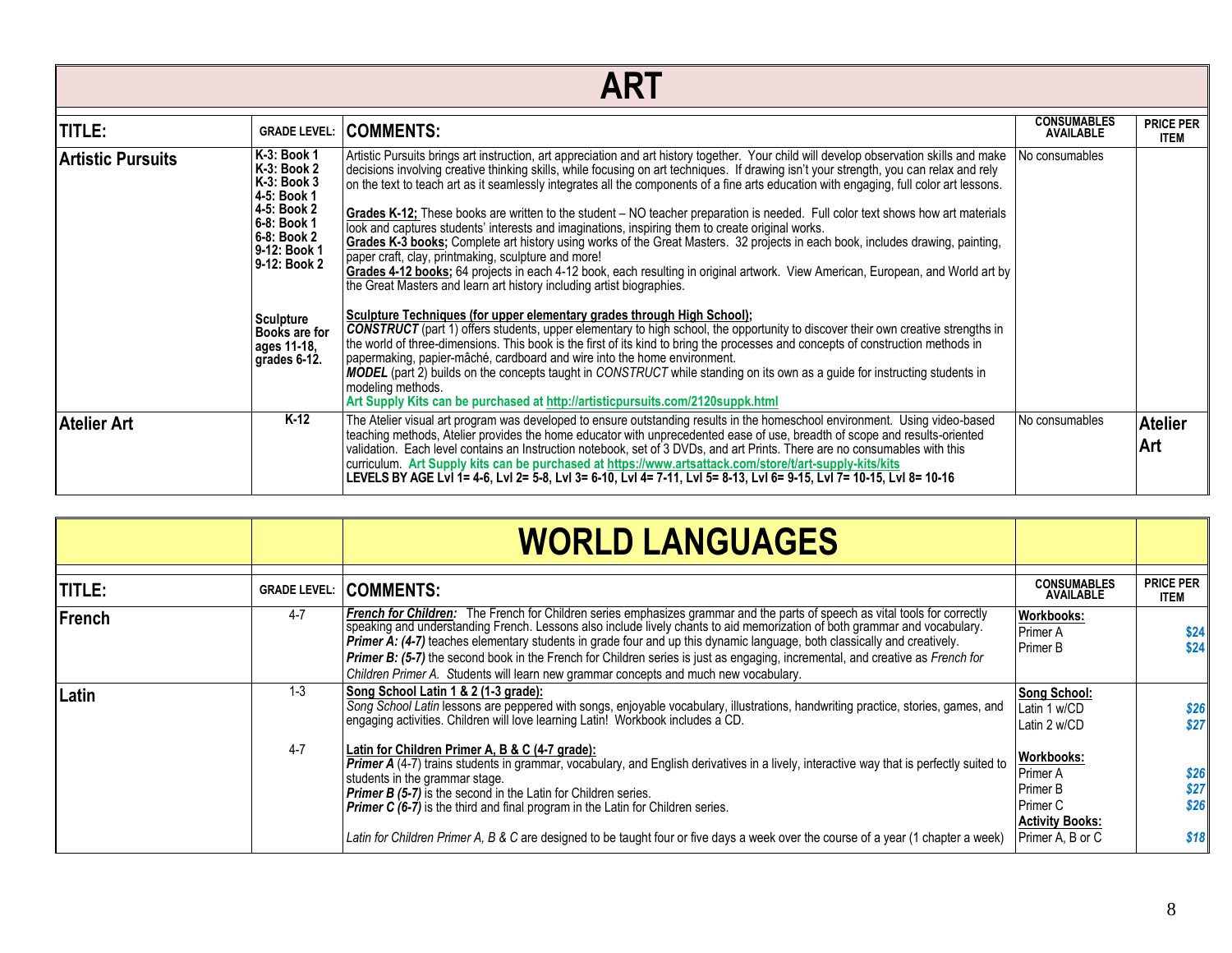# ART

| TITLE: | GRADE LEVEL: | COMMENTS: | CONSUMABLES AVAILABLE | PRICE PER ITEM |
|---|---|---|---|---|
| **Artistic Pursuits** | **K-3: Book 1**<br>**K-3: Book 2**<br>**K-3: Book 3**<br>**4-5: Book 1**<br>**4-5: Book 2**<br>**6-8: Book 1**<br>**6-8: Book 2**<br>**9-12: Book 1**<br>**9-12: Book 2**<br><br>**Sculpture Books are for ages 11-18, grades 6-12.** | Artistic Pursuits brings art instruction, art appreciation and art history together. Your child will develop observation skills and make decisions involving creative thinking skills, while focusing on art techniques. If drawing isn't your strength, you can relax and rely on the text to teach art as it seamlessly integrates all the components of a fine arts education with engaging, full color art lessons.<br><br>**Grades K-12;** These books are written to the student – NO teacher preparation is needed. Full color text shows how art materials look and captures students' interests and imaginations, inspiring them to create original works.<br>**Grades K-3 books;** Complete art history using works of the Great Masters. 32 projects in each book, includes drawing, painting, paper craft, clay, printmaking, sculpture and more!<br>**Grades 4-12 books;** 64 projects in each 4-12 book, each resulting in original artwork. View American, European, and World art by the Great Masters and learn art history including artist biographies.<br><br>**Sculpture Techniques (for upper elementary grades through High School);**<br>***CONSTRUCT*** (part 1) offers students, upper elementary to high school, the opportunity to discover their own creative strengths in the world of three-dimensions. This book is the first of its kind to bring the processes and concepts of construction methods in papermaking, papier-mâché, cardboard and wire into the home environment.<br>***MODEL*** (part 2) builds on the concepts taught in *CONSTRUCT* while standing on its own as a guide for instructing students in modeling methods.<br>**Art Supply Kits can be purchased at http://artisticpursuits.com/2120suppk.html** | No consumables | |
| **Atelier Art** | **K-12** | The Atelier visual art program was developed to ensure outstanding results in the homeschool environment. Using video-based teaching methods, Atelier provides the home educator with unprecedented ease of use, breadth of scope and results-oriented validation. Each level contains an Instruction notebook, set of 3 DVDs, and art Prints. There are no consumables with this curriculum. **Art Supply kits can be purchased at https://www.artsattack.com/store/t/art-supply-kits/kits**<br>**LEVELS BY AGE Lvl 1= 4-6, Lvl 2= 5-8, Lvl 3= 6-10, Lvl 4= 7-11, Lvl 5= 8-13, Lvl 6= 9-15, Lvl 7= 10-15, Lvl 8= 10-16** | No consumables | **Atelier Art** |

# WORLD LANGUAGES

| TITLE: | GRADE LEVEL: | COMMENTS: | CONSUMABLES AVAILABLE | PRICE PER ITEM |
|---|---|---|---|---|
| **French** | 4-7 | ***French for Children:*** The French for Children series emphasizes grammar and the parts of speech as vital tools for correctly speaking and understanding French. Lessons also include lively chants to aid memorization of both grammar and vocabulary.<br>***Primer A: (4-7)*** teaches elementary students in grade four and up this dynamic language, both classically and creatively.<br>***Primer B: (5-7)*** the second book in the French for Children series is just as engaging, incremental, and creative as *French for Children Primer A.* Students will learn new grammar concepts and much new vocabulary. | **Workbooks:**<br>Primer A<br>Primer B | <br>$24<br>$24 |
| **Latin** | 1-3<br><br><br>4-7 | **Song School Latin 1 & 2 (1-3 grade):**<br>*Song School Latin* lessons are peppered with songs, enjoyable vocabulary, illustrations, handwriting practice, stories, games, and engaging activities. Children will love learning Latin! Workbook includes a CD.<br><br>**Latin for Children Primer A, B & C (4-7 grade):**<br>***Primer A*** (4-7) trains students in grammar, vocabulary, and English derivatives in a lively, interactive way that is perfectly suited to students in the grammar stage.<br>***Primer B (5-7)*** is the second in the Latin for Children series.<br>***Primer C (6-7)*** is the third and final program in the Latin for Children series.<br><br>*Latin for Children Primer A, B & C are designed to be taught four or five days a week over the course of a year (1 chapter a week)* | **Song School:**<br>Latin 1 w/CD<br>Latin 2 w/CD<br><br>**Workbooks:**<br>Primer A<br>Primer B<br>Primer C<br>**Activity Books:**<br>Primer A, B or C | <br>*$26*<br>*$27*<br><br><br>*$26*<br>*$27*<br>*$26*<br><br>*$18* |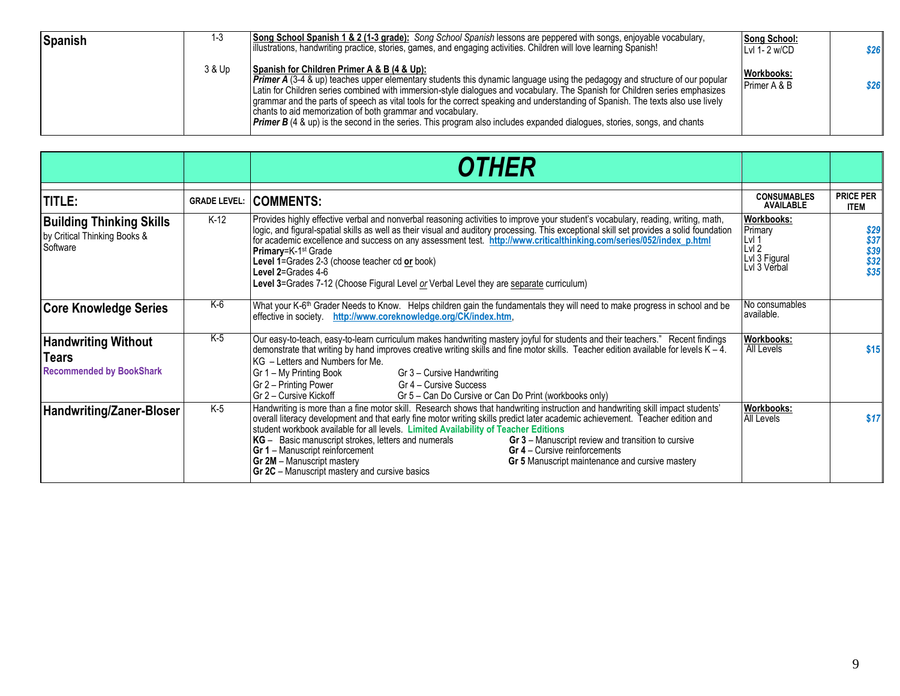| | | | | |
|---|---|---|---|---|
| **Spanish** | 1-3<br><br>3 & Up | **Song School Spanish 1 & 2 (1-3 grade):** *Song School Spanish* lessons are peppered with songs, enjoyable vocabulary, illustrations, handwriting practice, stories, games, and engaging activities. Children will love learning Spanish!<br><br>**Spanish for Children Primer A & B (4 & Up):**<br>***Primer A*** (3-4 & up) teaches upper elementary students this dynamic language using the pedagogy and structure of our popular Latin for Children series combined with immersion-style dialogues and vocabulary. The Spanish for Children series emphasizes grammar and the parts of speech as vital tools for the correct speaking and understanding of Spanish. The texts also use lively chants to aid memorization of both grammar and vocabulary.<br>***Primer B*** (4 & up) is the second in the series. This program also includes expanded dialogues, stories, songs, and chants | **Song School:**<br>Lvl 1- 2 w/CD<br><br>**Workbooks:**<br>Primer A & B | *$26*<br><br>*$26* |

## OTHER

| TITLE: | GRADE LEVEL: | COMMENTS: | CONSUMABLES AVAILABLE | PRICE PER ITEM |
|---|---|---|---|---|
| **Building Thinking Skills**<br>by Critical Thinking Books & Software | K-12 | Provides highly effective verbal and nonverbal reasoning activities to improve your student's vocabulary, reading, writing, math, logic, and figural-spatial skills as well as their visual and auditory processing. This exceptional skill set provides a solid foundation for academic excellence and success on any assessment test. **http://www.criticalthinking.com/series/052/index_p.html**<br>**Primary**=K-1st Grade<br>**Level 1**=Grades 2-3 (choose teacher cd **or** book)<br>**Level 2**=Grades 4-6<br>**Level 3**=Grades 7-12 (Choose Figural Level *or* Verbal Level they are separate curriculum) | **Workbooks:**<br>Primary<br>Lvl 1<br>Lvl 2<br>Lvl 3 Figural<br>Lvl 3 Verbal | *$29*<br>*$37*<br>*$39*<br>*$32*<br>*$35* |
| **Core Knowledge Series** | K-6 | What your K-6th Grader Needs to Know. Helps children gain the fundamentals they will need to make progress in school and be effective in society. **http://www.coreknowledge.org/CK/index.htm**, | No consumables available. | |
| **Handwriting Without Tears**<br>**Recommended by BookShark** | K-5 | Our easy-to-teach, easy-to-learn curriculum makes handwriting mastery joyful for students and their teachers." Recent findings demonstrate that writing by hand improves creative writing skills and fine motor skills. Teacher edition available for levels K – 4.<br>KG – Letters and Numbers for Me.<br>Gr 1 – My Printing Book<br>Gr 2 – Printing Power<br>Gr 2 – Cursive Kickoff<br>Gr 3 – Cursive Handwriting<br>Gr 4 – Cursive Success<br>Gr 5 – Can Do Cursive or Can Do Print (workbooks only) | **Workbooks:**<br>All Levels | **$15** |
| **Handwriting/Zaner-Bloser** | K-5 | Handwriting is more than a fine motor skill. Research shows that handwriting instruction and handwriting skill impact students' overall literacy development and that early fine motor writing skills predict later academic achievement. Teacher edition and student workbook available for all levels. **Limited Availability of Teacher Editions**<br>**KG** – Basic manuscript strokes, letters and numerals<br>**Gr 1** – Manuscript reinforcement<br>**Gr 2M** – Manuscript mastery<br>**Gr 2C** – Manuscript mastery and cursive basics<br>**Gr 3** – Manuscript review and transition to cursive<br>**Gr 4** – Cursive reinforcements<br>**Gr 5** Manuscript maintenance and cursive mastery | **Workbooks:**<br>All Levels | **$17** |